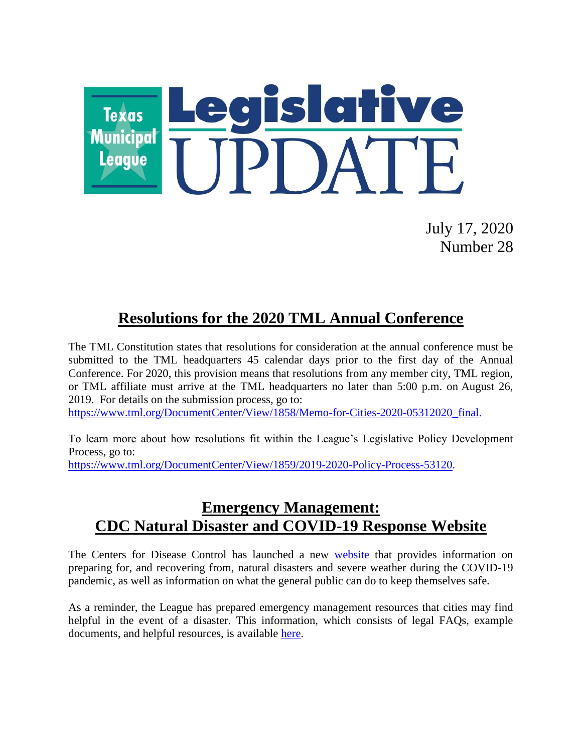# Texas Municipal League Legislative UPDATE

July 17, 2020
Number 28

## Resolutions for the 2020 TML Annual Conference

The TML Constitution states that resolutions for consideration at the annual conference must be submitted to the TML headquarters 45 calendar days prior to the first day of the Annual Conference. For 2020, this provision means that resolutions from any member city, TML region, or TML affiliate must arrive at the TML headquarters no later than 5:00 p.m. on August 26, 2019. For details on the submission process, go to: https://www.tml.org/DocumentCenter/View/1858/Memo-for-Cities-2020-05312020_final.

To learn more about how resolutions fit within the League's Legislative Policy Development Process, go to: https://www.tml.org/DocumentCenter/View/1859/2019-2020-Policy-Process-53120.

## Emergency Management: CDC Natural Disaster and COVID-19 Response Website

The Centers for Disease Control has launched a new website that provides information on preparing for, and recovering from, natural disasters and severe weather during the COVID-19 pandemic, as well as information on what the general public can do to keep themselves safe.

As a reminder, the League has prepared emergency management resources that cities may find helpful in the event of a disaster. This information, which consists of legal FAQs, example documents, and helpful resources, is available here.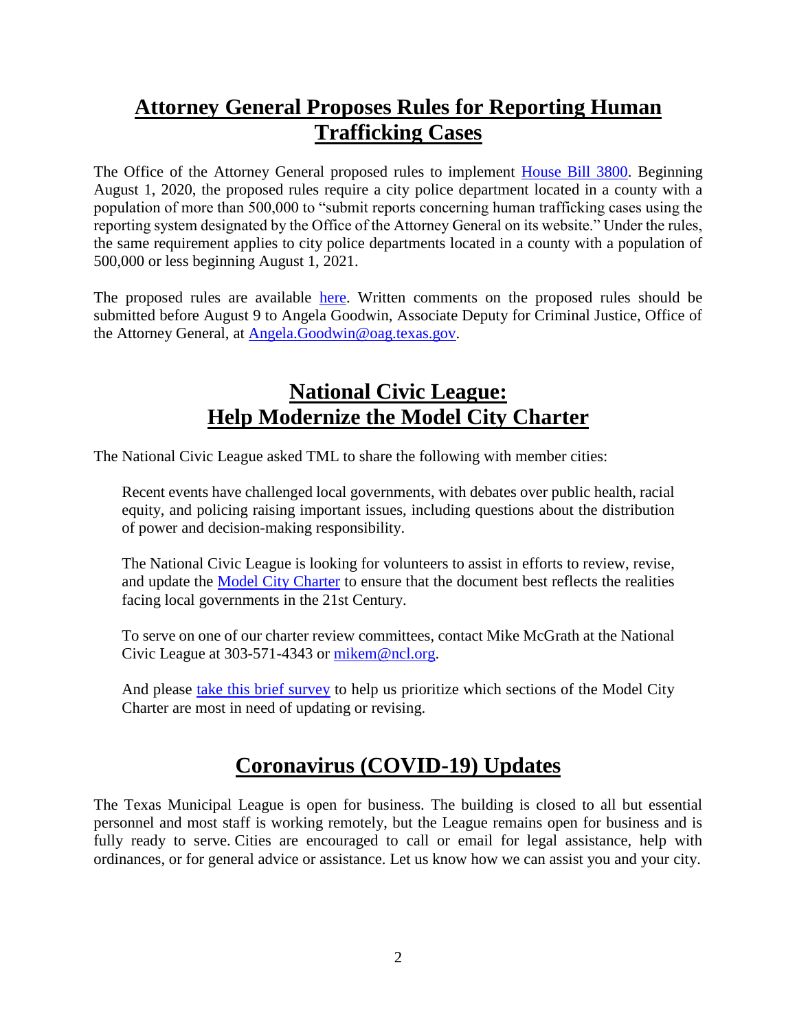## Attorney General Proposes Rules for Reporting Human Trafficking Cases

The Office of the Attorney General proposed rules to implement House Bill 3800. Beginning August 1, 2020, the proposed rules require a city police department located in a county with a population of more than 500,000 to "submit reports concerning human trafficking cases using the reporting system designated by the Office of the Attorney General on its website." Under the rules, the same requirement applies to city police departments located in a county with a population of 500,000 or less beginning August 1, 2021.

The proposed rules are available here. Written comments on the proposed rules should be submitted before August 9 to Angela Goodwin, Associate Deputy for Criminal Justice, Office of the Attorney General, at Angela.Goodwin@oag.texas.gov.

## National Civic League: Help Modernize the Model City Charter

The National Civic League asked TML to share the following with member cities:

> Recent events have challenged local governments, with debates over public health, racial equity, and policing raising important issues, including questions about the distribution of power and decision-making responsibility.
>
> The National Civic League is looking for volunteers to assist in efforts to review, revise, and update the Model City Charter to ensure that the document best reflects the realities facing local governments in the 21st Century.
>
> To serve on one of our charter review committees, contact Mike McGrath at the National Civic League at 303-571-4343 or mikem@ncl.org.
>
> And please take this brief survey to help us prioritize which sections of the Model City Charter are most in need of updating or revising.

## Coronavirus (COVID-19) Updates

The Texas Municipal League is open for business. The building is closed to all but essential personnel and most staff is working remotely, but the League remains open for business and is fully ready to serve. Cities are encouraged to call or email for legal assistance, help with ordinances, or for general advice or assistance. Let us know how we can assist you and your city.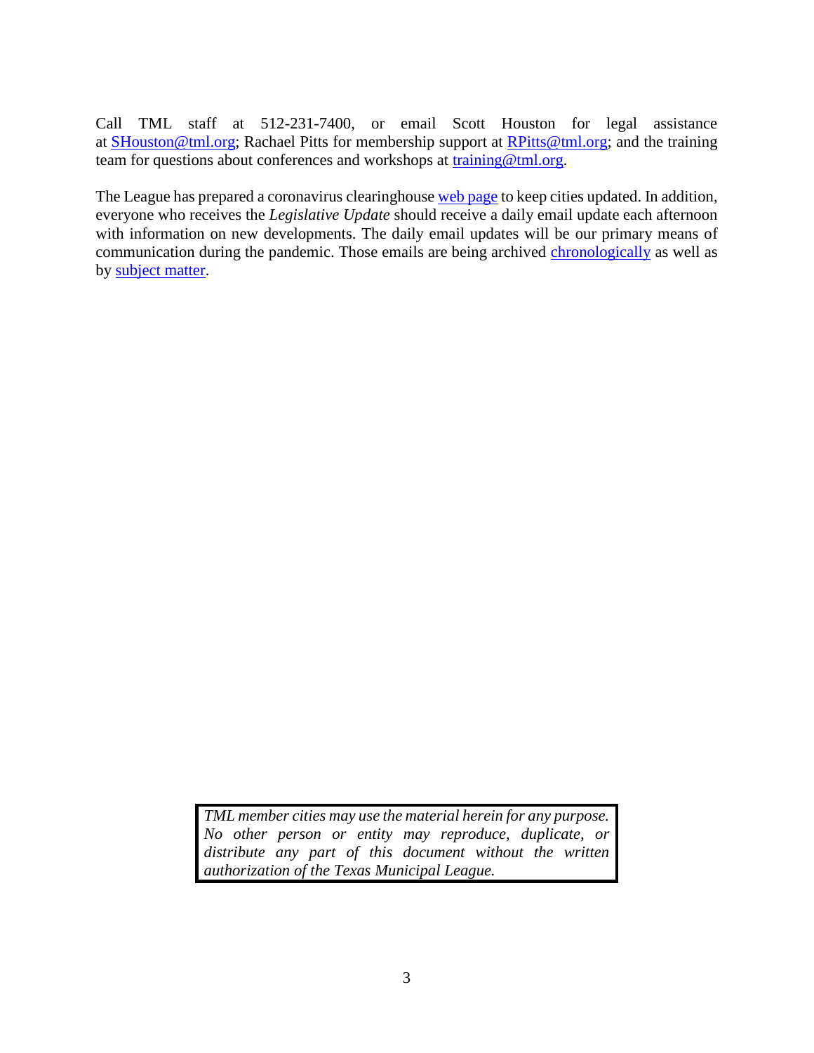Call TML staff at 512-231-7400, or email Scott Houston for legal assistance at SHouston@tml.org; Rachael Pitts for membership support at RPitts@tml.org; and the training team for questions about conferences and workshops at training@tml.org.

The League has prepared a coronavirus clearinghouse web page to keep cities updated. In addition, everyone who receives the *Legislative Update* should receive a daily email update each afternoon with information on new developments. The daily email updates will be our primary means of communication during the pandemic. Those emails are being archived chronologically as well as by subject matter.

*TML member cities may use the material herein for any purpose. No other person or entity may reproduce, duplicate, or distribute any part of this document without the written authorization of the Texas Municipal League.*